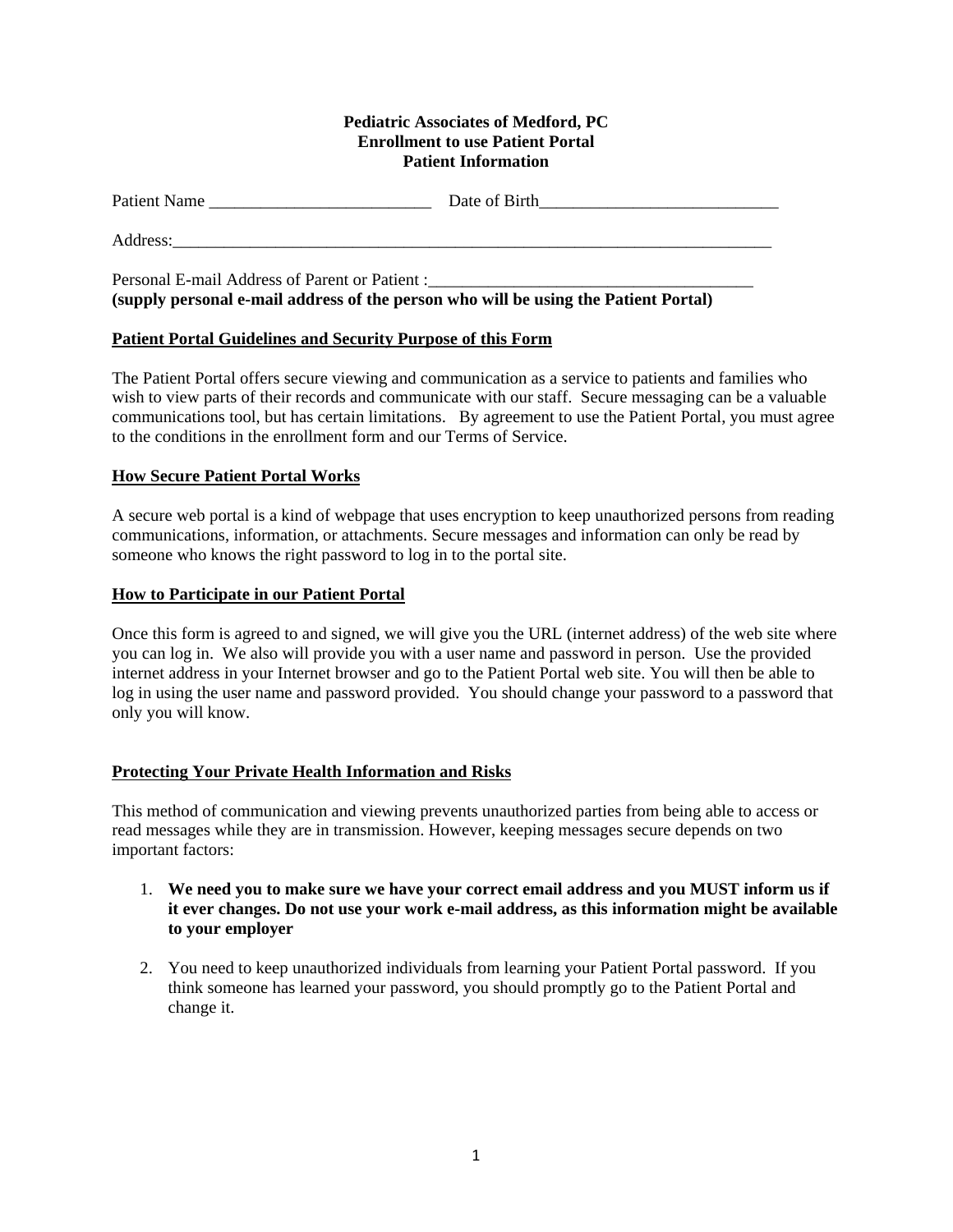**Pediatric Associates of Medford, PC**
**Enrollment to use Patient Portal**
**Patient Information**

Patient Name __________________________ Date of Birth____________________________

Address:___________________________________________________________________________

Personal E-mail Address of Parent or Patient :______________________________________
**(supply personal e-mail address of the person who will be using the Patient Portal)**

**<u>Patient Portal Guidelines and Security Purpose of this Form</u>**

The Patient Portal offers secure viewing and communication as a service to patients and families who wish to view parts of their records and communicate with our staff. Secure messaging can be a valuable communications tool, but has certain limitations. By agreement to use the Patient Portal, you must agree to the conditions in the enrollment form and our Terms of Service.

**<u>How Secure Patient Portal Works</u>**

A secure web portal is a kind of webpage that uses encryption to keep unauthorized persons from reading communications, information, or attachments. Secure messages and information can only be read by someone who knows the right password to log in to the portal site.

**<u>How to Participate in our Patient Portal</u>**

Once this form is agreed to and signed, we will give you the URL (internet address) of the web site where you can log in. We also will provide you with a user name and password in person. Use the provided internet address in your Internet browser and go to the Patient Portal web site. You will then be able to log in using the user name and password provided. You should change your password to a password that only you will know.

**<u>Protecting Your Private Health Information and Risks</u>**

This method of communication and viewing prevents unauthorized parties from being able to access or read messages while they are in transmission. However, keeping messages secure depends on two important factors:

1. **We need you to make sure we have your correct email address and you MUST inform us if it ever changes. Do not use your work e-mail address, as this information might be available to your employer**

2. You need to keep unauthorized individuals from learning your Patient Portal password. If you think someone has learned your password, you should promptly go to the Patient Portal and change it.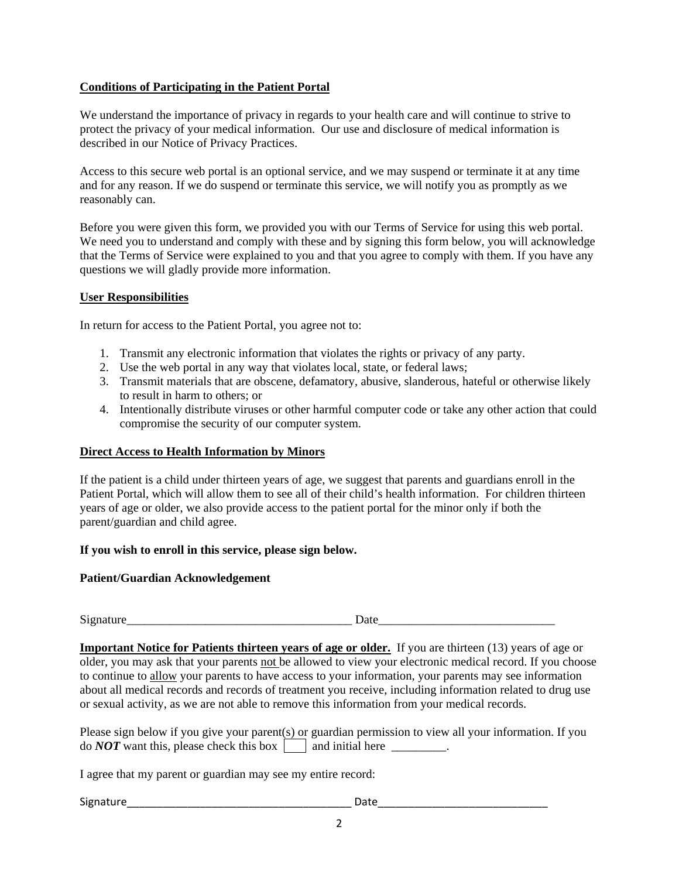**Conditions of Participating in the Patient Portal**

We understand the importance of privacy in regards to your health care and will continue to strive to protect the privacy of your medical information. Our use and disclosure of medical information is described in our Notice of Privacy Practices.

Access to this secure web portal is an optional service, and we may suspend or terminate it at any time and for any reason. If we do suspend or terminate this service, we will notify you as promptly as we reasonably can.

Before you were given this form, we provided you with our Terms of Service for using this web portal. We need you to understand and comply with these and by signing this form below, you will acknowledge that the Terms of Service were explained to you and that you agree to comply with them. If you have any questions we will gladly provide more information.

**User Responsibilities**

In return for access to the Patient Portal, you agree not to:

1. Transmit any electronic information that violates the rights or privacy of any party.
2. Use the web portal in any way that violates local, state, or federal laws;
3. Transmit materials that are obscene, defamatory, abusive, slanderous, hateful or otherwise likely to result in harm to others; or
4. Intentionally distribute viruses or other harmful computer code or take any other action that could compromise the security of our computer system.

**Direct Access to Health Information by Minors**

If the patient is a child under thirteen years of age, we suggest that parents and guardians enroll in the Patient Portal, which will allow them to see all of their child's health information. For children thirteen years of age or older, we also provide access to the patient portal for the minor only if both the parent/guardian and child agree.

**If you wish to enroll in this service, please sign below.**

**Patient/Guardian Acknowledgement**

Signature_____________________________________ Date_____________________________

**Important Notice for Patients thirteen years of age or older.** If you are thirteen (13) years of age or older, you may ask that your parents not be allowed to view your electronic medical record. If you choose to continue to allow your parents to have access to your information, your parents may see information about all medical records and records of treatment you receive, including information related to drug use or sexual activity, as we are not able to remove this information from your medical records.

Please sign below if you give your parent(s) or guardian permission to view all your information. If you do ***NOT*** want this, please check this box ☐ and initial here _________.

I agree that my parent or guardian may see my entire record:

Signature_____________________________________ Date_____________________________